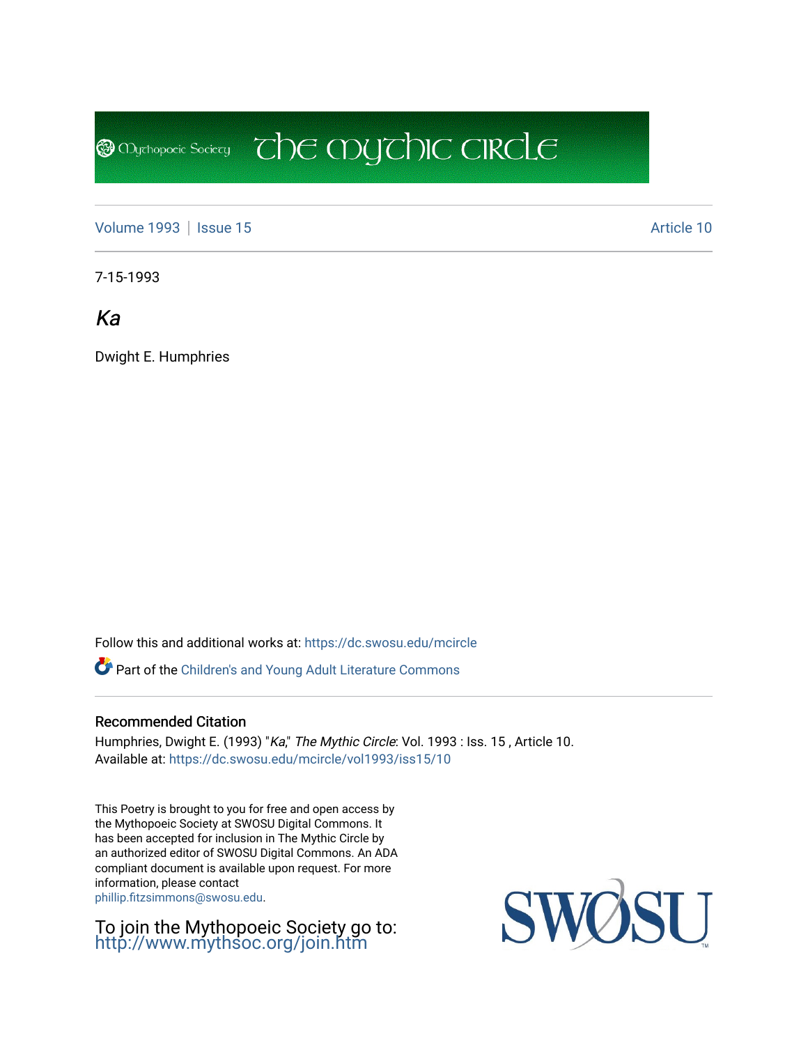# The Mythic Circle

Volume 1993 | Issue 15 | Article 10

7-15-1993

## *Ka*

Dwight E. Humphries

Follow this and additional works at: https://dc.swosu.edu/mcircle

Part of the Children's and Young Adult Literature Commons

### Recommended Citation

Humphries, Dwight E. (1993) "*Ka*," *The Mythic Circle*: Vol. 1993 : Iss. 15 , Article 10.
Available at: https://dc.swosu.edu/mcircle/vol1993/iss15/10

This Poetry is brought to you for free and open access by the Mythopoeic Society at SWOSU Digital Commons. It has been accepted for inclusion in The Mythic Circle by an authorized editor of SWOSU Digital Commons. An ADA compliant document is available upon request. For more information, please contact phillip.fitzsimmons@swosu.edu.

To join the Mythopoeic Society go to: http://www.mythsoc.org/join.htm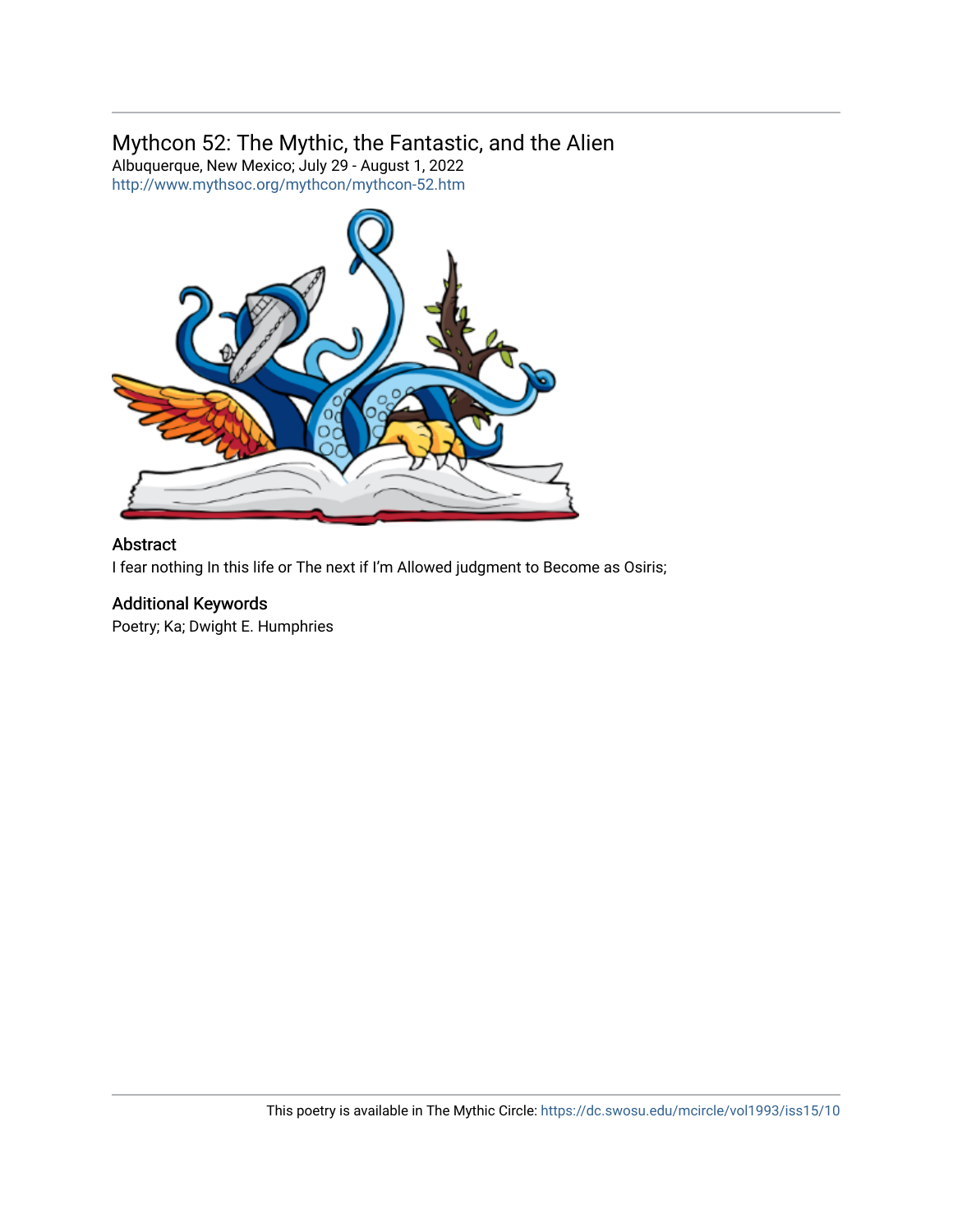## Mythcon 52: The Mythic, the Fantastic, and the Alien

Albuquerque, New Mexico; July 29 - August 1, 2022
http://www.mythsoc.org/mythcon/mythcon-52.htm

### Abstract

I fear nothing In this life or The next if I'm Allowed judgment to Become as Osiris;

### Additional Keywords

Poetry; Ka; Dwight E. Humphries

This poetry is available in The Mythic Circle: https://dc.swosu.edu/mcircle/vol1993/iss15/10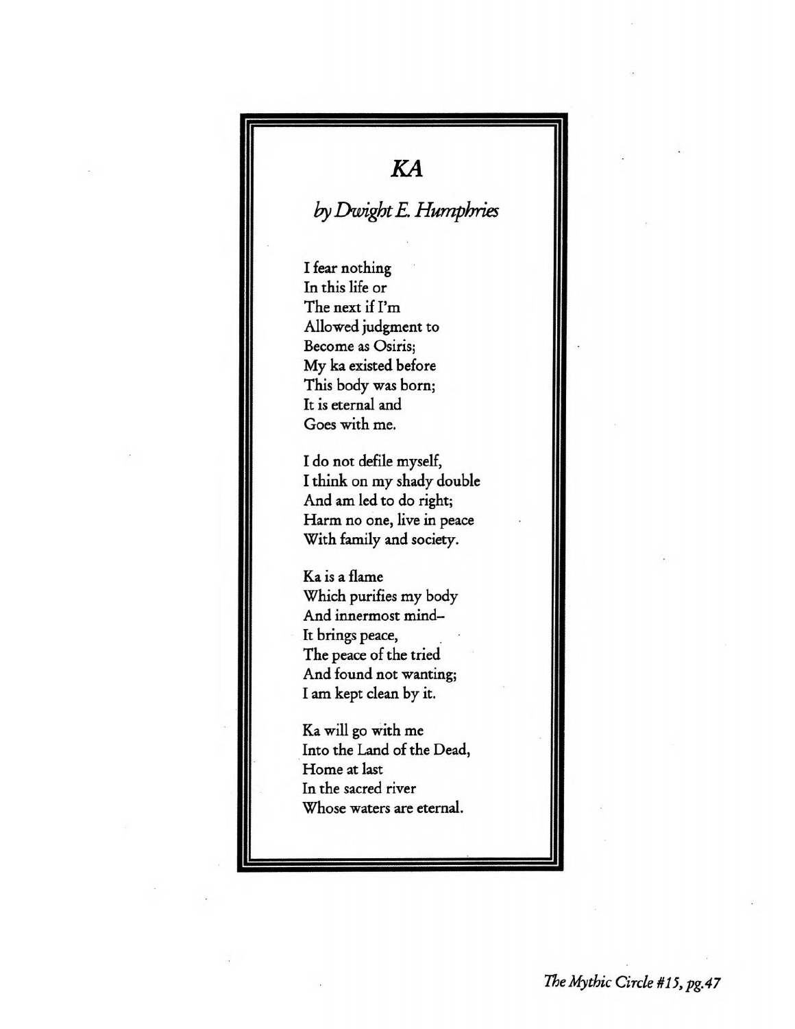# *KA*

## *by Dwight E. Humphries*

I fear nothing  
In this life or  
The next if I'm  
Allowed judgment to  
Become as Osiris;  
My ka existed before  
This body was born;  
It is eternal and  
Goes with me.

I do not defile myself,  
I think on my shady double  
And am led to do right;  
Harm no one, live in peace  
With family and society.

Ka is a flame  
Which purifies my body  
And innermost mind–  
It brings peace,  
The peace of the tried  
And found not wanting;  
I am kept clean by it.

Ka will go with me  
Into the Land of the Dead,  
Home at last  
In the sacred river  
Whose waters are eternal.